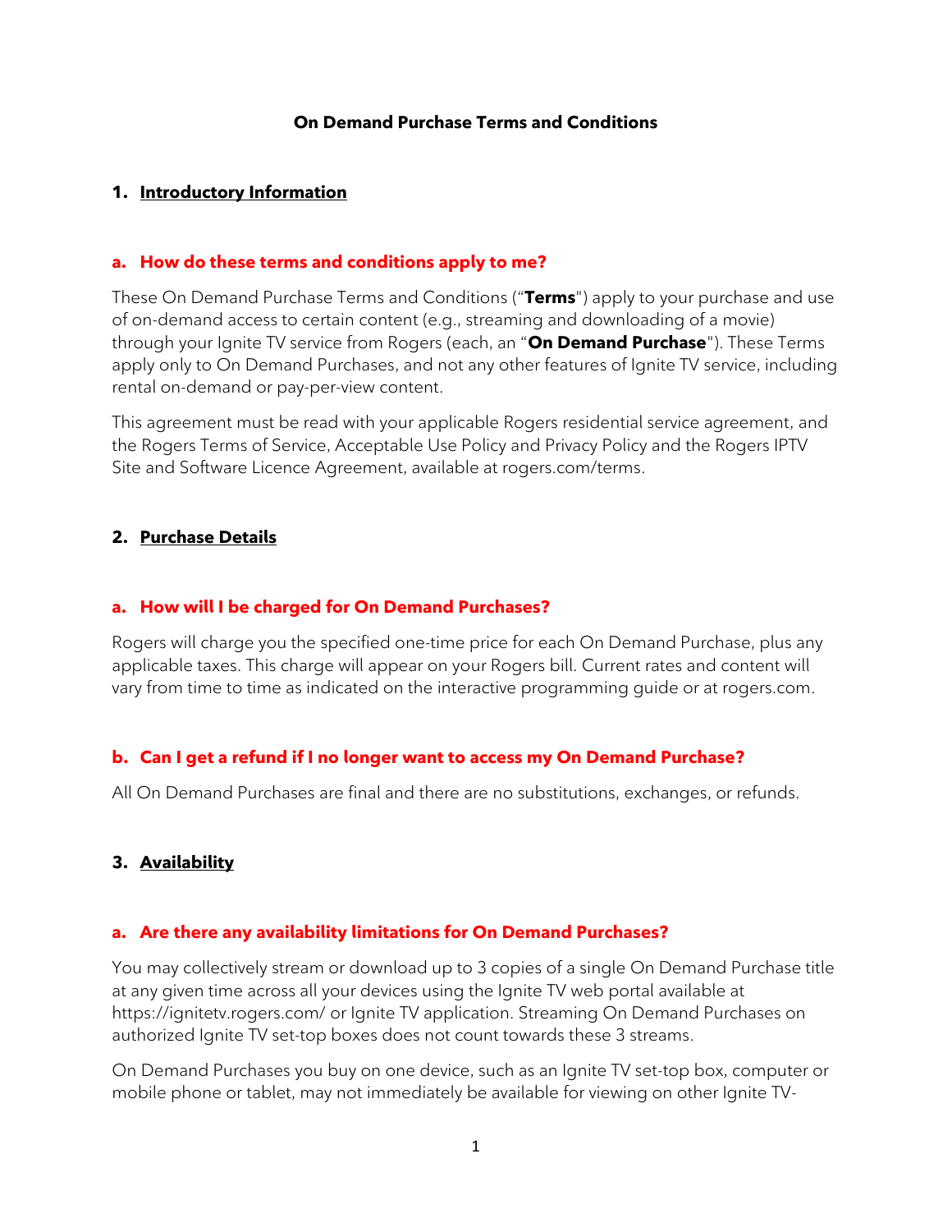# On Demand Purchase Terms and Conditions

## 1. Introductory Information

### a. How do these terms and conditions apply to me?

These On Demand Purchase Terms and Conditions ("**Terms**") apply to your purchase and use of on-demand access to certain content (e.g., streaming and downloading of a movie) through your Ignite TV service from Rogers (each, an "**On Demand Purchase**"). These Terms apply only to On Demand Purchases, and not any other features of Ignite TV service, including rental on-demand or pay-per-view content.

This agreement must be read with your applicable Rogers residential service agreement, and the Rogers Terms of Service, Acceptable Use Policy and Privacy Policy and the Rogers IPTV Site and Software Licence Agreement, available at rogers.com/terms.

## 2. Purchase Details

### a. How will I be charged for On Demand Purchases?

Rogers will charge you the specified one-time price for each On Demand Purchase, plus any applicable taxes. This charge will appear on your Rogers bill. Current rates and content will vary from time to time as indicated on the interactive programming guide or at rogers.com.

### b. Can I get a refund if I no longer want to access my On Demand Purchase?

All On Demand Purchases are final and there are no substitutions, exchanges, or refunds.

## 3. Availability

### a. Are there any availability limitations for On Demand Purchases?

You may collectively stream or download up to 3 copies of a single On Demand Purchase title at any given time across all your devices using the Ignite TV web portal available at https://ignitetv.rogers.com/ or Ignite TV application. Streaming On Demand Purchases on authorized Ignite TV set-top boxes does not count towards these 3 streams.

On Demand Purchases you buy on one device, such as an Ignite TV set-top box, computer or mobile phone or tablet, may not immediately be available for viewing on other Ignite TV-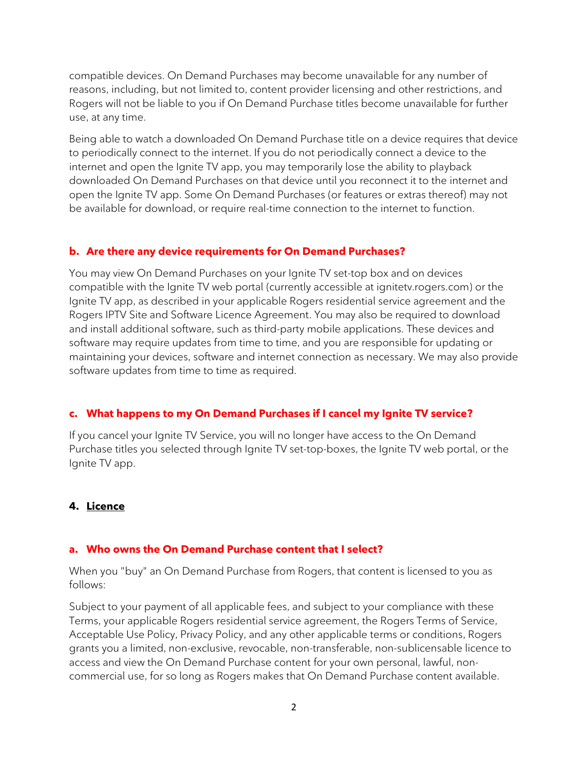compatible devices. On Demand Purchases may become unavailable for any number of reasons, including, but not limited to, content provider licensing and other restrictions, and Rogers will not be liable to you if On Demand Purchase titles become unavailable for further use, at any time.

Being able to watch a downloaded On Demand Purchase title on a device requires that device to periodically connect to the internet. If you do not periodically connect a device to the internet and open the Ignite TV app, you may temporarily lose the ability to playback downloaded On Demand Purchases on that device until you reconnect it to the internet and open the Ignite TV app. Some On Demand Purchases (or features or extras thereof) may not be available for download, or require real-time connection to the internet to function.

### b. Are there any device requirements for On Demand Purchases?

You may view On Demand Purchases on your Ignite TV set-top box and on devices compatible with the Ignite TV web portal (currently accessible at ignitetv.rogers.com) or the Ignite TV app, as described in your applicable Rogers residential service agreement and the Rogers IPTV Site and Software Licence Agreement. You may also be required to download and install additional software, such as third-party mobile applications. These devices and software may require updates from time to time, and you are responsible for updating or maintaining your devices, software and internet connection as necessary. We may also provide software updates from time to time as required.

### c. What happens to my On Demand Purchases if I cancel my Ignite TV service?

If you cancel your Ignite TV Service, you will no longer have access to the On Demand Purchase titles you selected through Ignite TV set-top-boxes, the Ignite TV web portal, or the Ignite TV app.

## 4. Licence

### a. Who owns the On Demand Purchase content that I select?

When you "buy" an On Demand Purchase from Rogers, that content is licensed to you as follows:

Subject to your payment of all applicable fees, and subject to your compliance with these Terms, your applicable Rogers residential service agreement, the Rogers Terms of Service, Acceptable Use Policy, Privacy Policy, and any other applicable terms or conditions, Rogers grants you a limited, non-exclusive, revocable, non-transferable, non-sublicensable licence to access and view the On Demand Purchase content for your own personal, lawful, non-commercial use, for so long as Rogers makes that On Demand Purchase content available.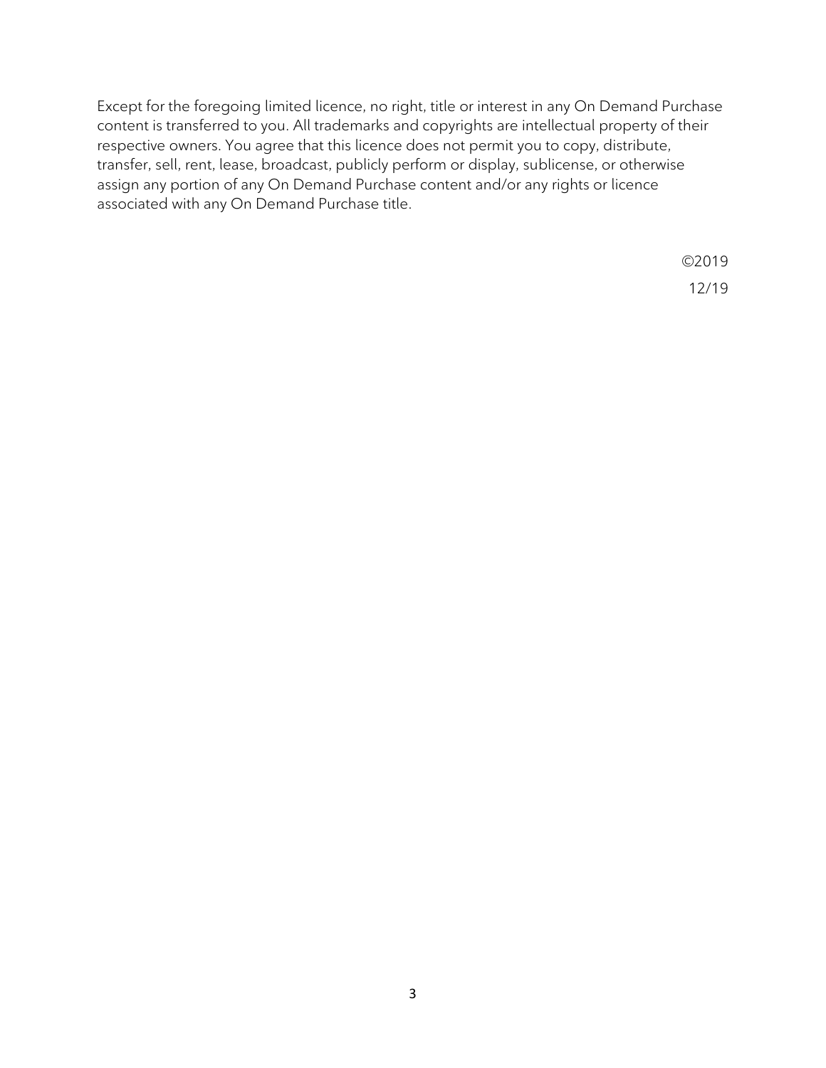Except for the foregoing limited licence, no right, title or interest in any On Demand Purchase content is transferred to you. All trademarks and copyrights are intellectual property of their respective owners. You agree that this licence does not permit you to copy, distribute, transfer, sell, rent, lease, broadcast, publicly perform or display, sublicense, or otherwise assign any portion of any On Demand Purchase content and/or any rights or licence associated with any On Demand Purchase title.

©2019

12/19